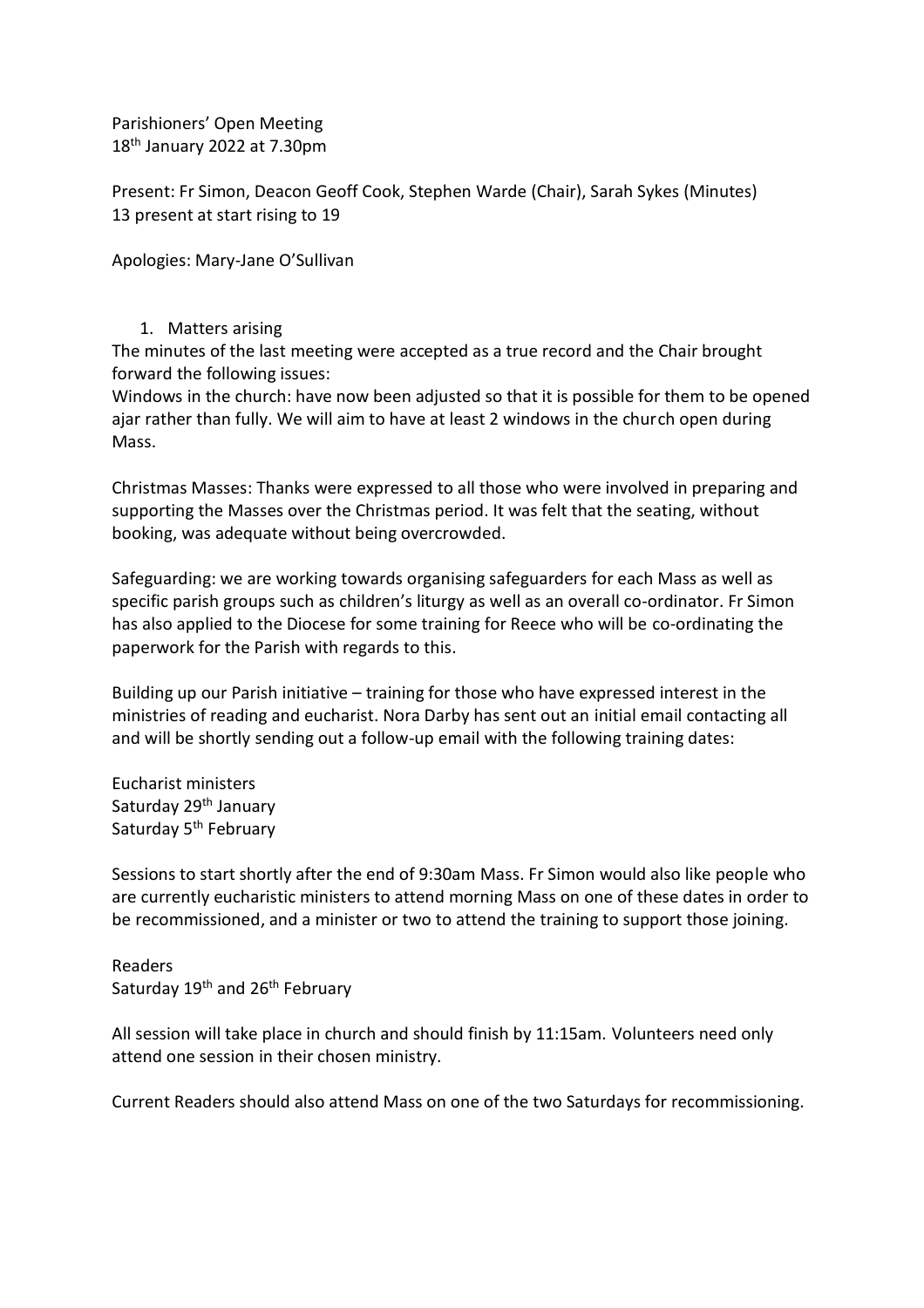Parishioners' Open Meeting
18th January 2022 at 7.30pm

Present: Fr Simon, Deacon Geoff Cook, Stephen Warde (Chair), Sarah Sykes (Minutes)
13 present at start rising to 19

Apologies: Mary-Jane O'Sullivan

1. Matters arising

The minutes of the last meeting were accepted as a true record and the Chair brought forward the following issues:

Windows in the church: have now been adjusted so that it is possible for them to be opened ajar rather than fully. We will aim to have at least 2 windows in the church open during Mass.

Christmas Masses: Thanks were expressed to all those who were involved in preparing and supporting the Masses over the Christmas period. It was felt that the seating, without booking, was adequate without being overcrowded.

Safeguarding: we are working towards organising safeguarders for each Mass as well as specific parish groups such as children's liturgy as well as an overall co-ordinator. Fr Simon has also applied to the Diocese for some training for Reece who will be co-ordinating the paperwork for the Parish with regards to this.

Building up our Parish initiative – training for those who have expressed interest in the ministries of reading and eucharist. Nora Darby has sent out an initial email contacting all and will be shortly sending out a follow-up email with the following training dates:

Eucharist ministers
Saturday 29th January
Saturday 5th February

Sessions to start shortly after the end of 9:30am Mass. Fr Simon would also like people who are currently eucharistic ministers to attend morning Mass on one of these dates in order to be recommissioned, and a minister or two to attend the training to support those joining.

Readers
Saturday 19th and 26th February

All session will take place in church and should finish by 11:15am. Volunteers need only attend one session in their chosen ministry.

Current Readers should also attend Mass on one of the two Saturdays for recommissioning.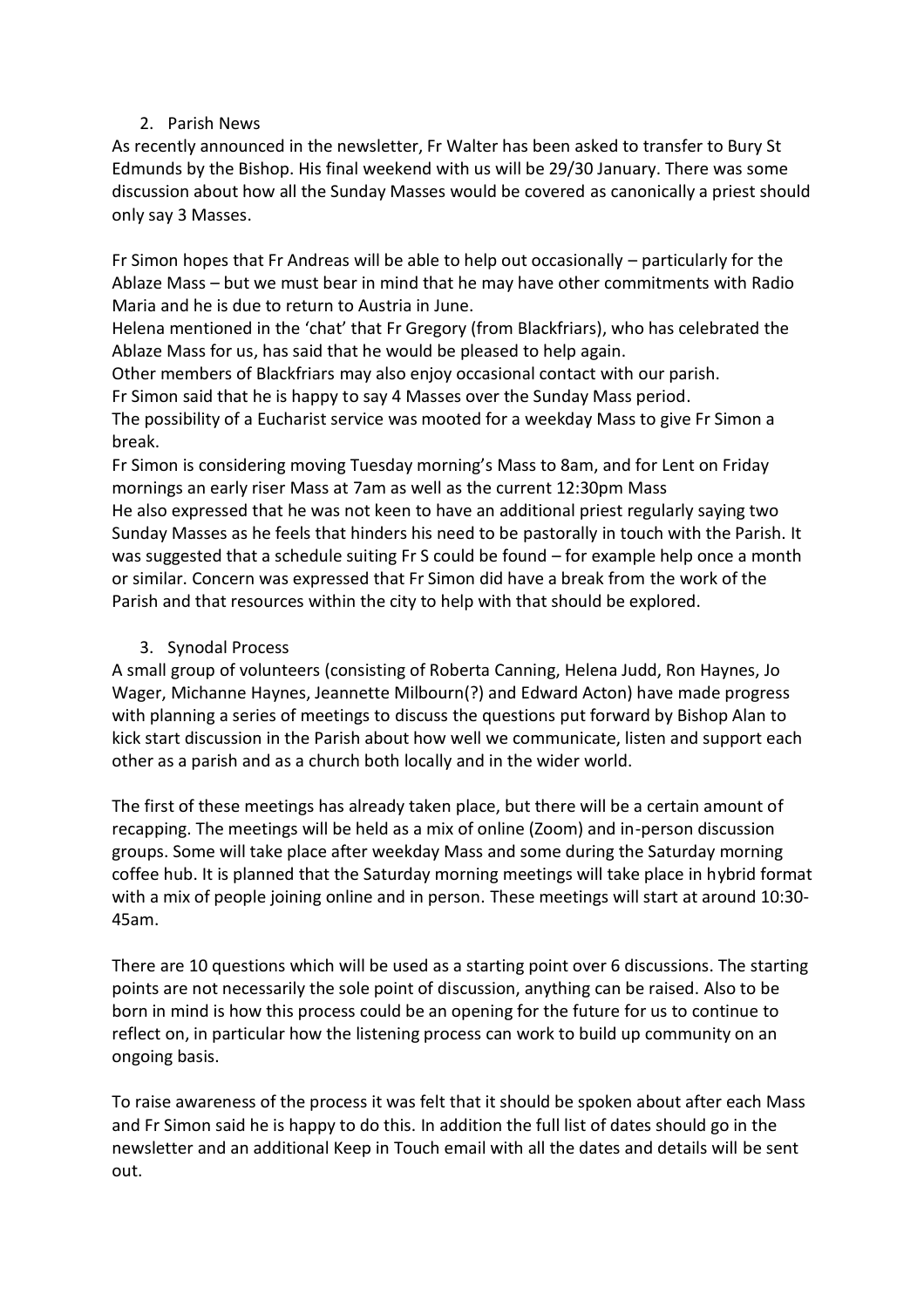2. Parish News

As recently announced in the newsletter, Fr Walter has been asked to transfer to Bury St Edmunds by the Bishop. His final weekend with us will be 29/30 January. There was some discussion about how all the Sunday Masses would be covered as canonically a priest should only say 3 Masses.

Fr Simon hopes that Fr Andreas will be able to help out occasionally – particularly for the Ablaze Mass – but we must bear in mind that he may have other commitments with Radio Maria and he is due to return to Austria in June.
Helena mentioned in the 'chat' that Fr Gregory (from Blackfriars), who has celebrated the Ablaze Mass for us, has said that he would be pleased to help again.
Other members of Blackfriars may also enjoy occasional contact with our parish.
Fr Simon said that he is happy to say 4 Masses over the Sunday Mass period.
The possibility of a Eucharist service was mooted for a weekday Mass to give Fr Simon a break.
Fr Simon is considering moving Tuesday morning's Mass to 8am, and for Lent on Friday mornings an early riser Mass at 7am as well as the current 12:30pm Mass
He also expressed that he was not keen to have an additional priest regularly saying two Sunday Masses as he feels that hinders his need to be pastorally in touch with the Parish. It was suggested that a schedule suiting Fr S could be found – for example help once a month or similar. Concern was expressed that Fr Simon did have a break from the work of the Parish and that resources within the city to help with that should be explored.

3. Synodal Process

A small group of volunteers (consisting of Roberta Canning, Helena Judd, Ron Haynes, Jo Wager, Michanne Haynes, Jeannette Milbourn(?) and Edward Acton) have made progress with planning a series of meetings to discuss the questions put forward by Bishop Alan to kick start discussion in the Parish about how well we communicate, listen and support each other as a parish and as a church both locally and in the wider world.

The first of these meetings has already taken place, but there will be a certain amount of recapping. The meetings will be held as a mix of online (Zoom) and in-person discussion groups. Some will take place after weekday Mass and some during the Saturday morning coffee hub. It is planned that the Saturday morning meetings will take place in hybrid format with a mix of people joining online and in person. These meetings will start at around 10:30-45am.

There are 10 questions which will be used as a starting point over 6 discussions. The starting points are not necessarily the sole point of discussion, anything can be raised. Also to be born in mind is how this process could be an opening for the future for us to continue to reflect on, in particular how the listening process can work to build up community on an ongoing basis.

To raise awareness of the process it was felt that it should be spoken about after each Mass and Fr Simon said he is happy to do this. In addition the full list of dates should go in the newsletter and an additional Keep in Touch email with all the dates and details will be sent out.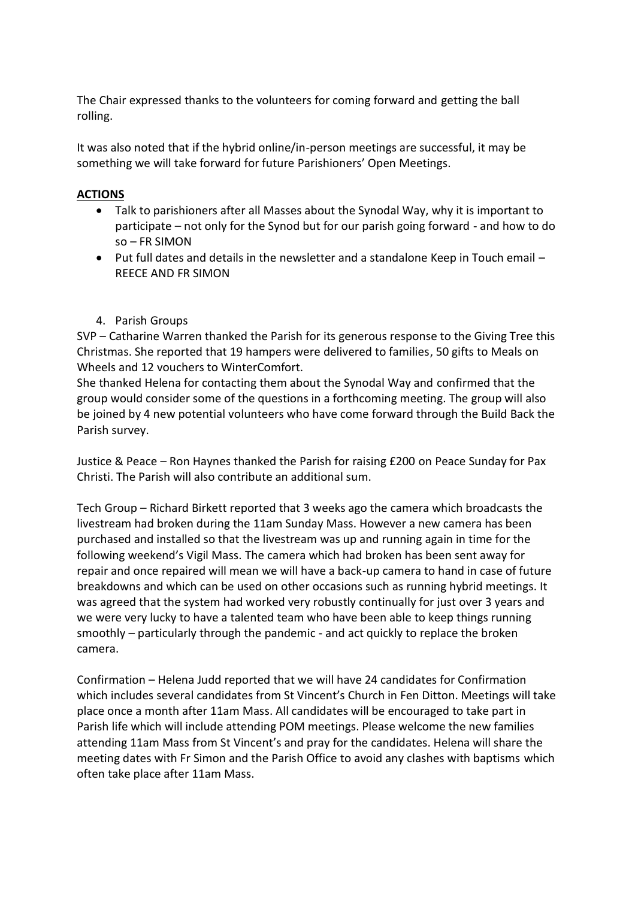The Chair expressed thanks to the volunteers for coming forward and getting the ball rolling.

It was also noted that if the hybrid online/in-person meetings are successful, it may be something we will take forward for future Parishioners' Open Meetings.

**ACTIONS**

- Talk to parishioners after all Masses about the Synodal Way, why it is important to participate – not only for the Synod but for our parish going forward - and how to do so – FR SIMON
- Put full dates and details in the newsletter and a standalone Keep in Touch email – REECE AND FR SIMON

4. Parish Groups

SVP – Catharine Warren thanked the Parish for its generous response to the Giving Tree this Christmas. She reported that 19 hampers were delivered to families, 50 gifts to Meals on Wheels and 12 vouchers to WinterComfort.
She thanked Helena for contacting them about the Synodal Way and confirmed that the group would consider some of the questions in a forthcoming meeting. The group will also be joined by 4 new potential volunteers who have come forward through the Build Back the Parish survey.

Justice & Peace – Ron Haynes thanked the Parish for raising £200 on Peace Sunday for Pax Christi. The Parish will also contribute an additional sum.

Tech Group – Richard Birkett reported that 3 weeks ago the camera which broadcasts the livestream had broken during the 11am Sunday Mass. However a new camera has been purchased and installed so that the livestream was up and running again in time for the following weekend's Vigil Mass. The camera which had broken has been sent away for repair and once repaired will mean we will have a back-up camera to hand in case of future breakdowns and which can be used on other occasions such as running hybrid meetings. It was agreed that the system had worked very robustly continually for just over 3 years and we were very lucky to have a talented team who have been able to keep things running smoothly – particularly through the pandemic - and act quickly to replace the broken camera.

Confirmation – Helena Judd reported that we will have 24 candidates for Confirmation which includes several candidates from St Vincent's Church in Fen Ditton. Meetings will take place once a month after 11am Mass. All candidates will be encouraged to take part in Parish life which will include attending POM meetings. Please welcome the new families attending 11am Mass from St Vincent's and pray for the candidates. Helena will share the meeting dates with Fr Simon and the Parish Office to avoid any clashes with baptisms which often take place after 11am Mass.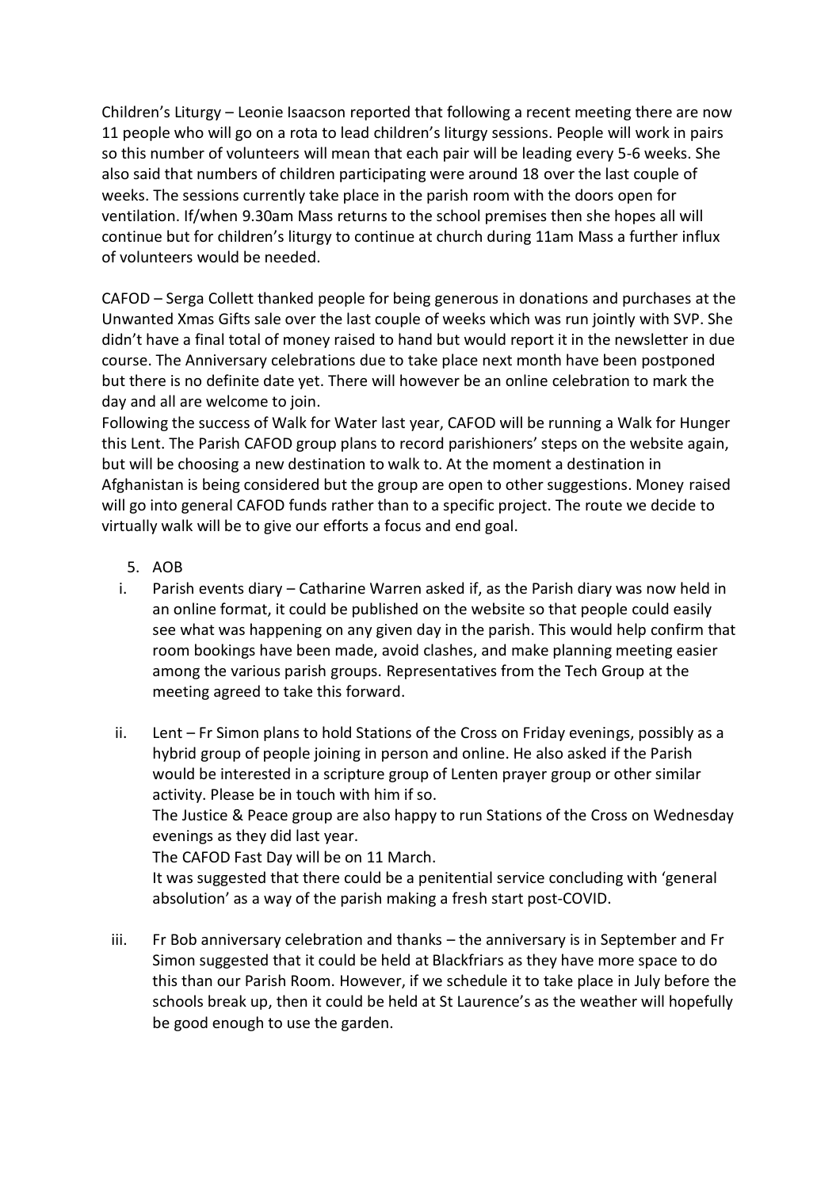Children's Liturgy – Leonie Isaacson reported that following a recent meeting there are now 11 people who will go on a rota to lead children's liturgy sessions. People will work in pairs so this number of volunteers will mean that each pair will be leading every 5-6 weeks. She also said that numbers of children participating were around 18 over the last couple of weeks. The sessions currently take place in the parish room with the doors open for ventilation. If/when 9.30am Mass returns to the school premises then she hopes all will continue but for children's liturgy to continue at church during 11am Mass a further influx of volunteers would be needed.

CAFOD – Serga Collett thanked people for being generous in donations and purchases at the Unwanted Xmas Gifts sale over the last couple of weeks which was run jointly with SVP. She didn't have a final total of money raised to hand but would report it in the newsletter in due course. The Anniversary celebrations due to take place next month have been postponed but there is no definite date yet. There will however be an online celebration to mark the day and all are welcome to join.
Following the success of Walk for Water last year, CAFOD will be running a Walk for Hunger this Lent. The Parish CAFOD group plans to record parishioners' steps on the website again, but will be choosing a new destination to walk to. At the moment a destination in Afghanistan is being considered but the group are open to other suggestions. Money raised will go into general CAFOD funds rather than to a specific project. The route we decide to virtually walk will be to give our efforts a focus and end goal.

5. AOB

i. Parish events diary – Catharine Warren asked if, as the Parish diary was now held in an online format, it could be published on the website so that people could easily see what was happening on any given day in the parish. This would help confirm that room bookings have been made, avoid clashes, and make planning meeting easier among the various parish groups. Representatives from the Tech Group at the meeting agreed to take this forward.

ii. Lent – Fr Simon plans to hold Stations of the Cross on Friday evenings, possibly as a hybrid group of people joining in person and online. He also asked if the Parish would be interested in a scripture group of Lenten prayer group or other similar activity. Please be in touch with him if so.
The Justice & Peace group are also happy to run Stations of the Cross on Wednesday evenings as they did last year.
The CAFOD Fast Day will be on 11 March.
It was suggested that there could be a penitential service concluding with 'general absolution' as a way of the parish making a fresh start post-COVID.

iii. Fr Bob anniversary celebration and thanks – the anniversary is in September and Fr Simon suggested that it could be held at Blackfriars as they have more space to do this than our Parish Room. However, if we schedule it to take place in July before the schools break up, then it could be held at St Laurence's as the weather will hopefully be good enough to use the garden.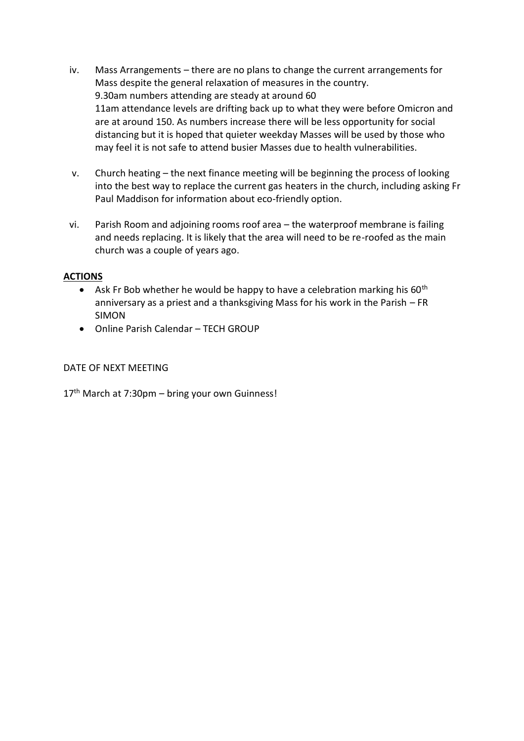iv. Mass Arrangements – there are no plans to change the current arrangements for Mass despite the general relaxation of measures in the country.
9.30am numbers attending are steady at around 60
11am attendance levels are drifting back up to what they were before Omicron and are at around 150. As numbers increase there will be less opportunity for social distancing but it is hoped that quieter weekday Masses will be used by those who may feel it is not safe to attend busier Masses due to health vulnerabilities.

v. Church heating – the next finance meeting will be beginning the process of looking into the best way to replace the current gas heaters in the church, including asking Fr Paul Maddison for information about eco-friendly option.

vi. Parish Room and adjoining rooms roof area – the waterproof membrane is failing and needs replacing. It is likely that the area will need to be re-roofed as the main church was a couple of years ago.

**ACTIONS**

- Ask Fr Bob whether he would be happy to have a celebration marking his 60th anniversary as a priest and a thanksgiving Mass for his work in the Parish – FR SIMON
- Online Parish Calendar – TECH GROUP

DATE OF NEXT MEETING

17th March at 7:30pm – bring your own Guinness!